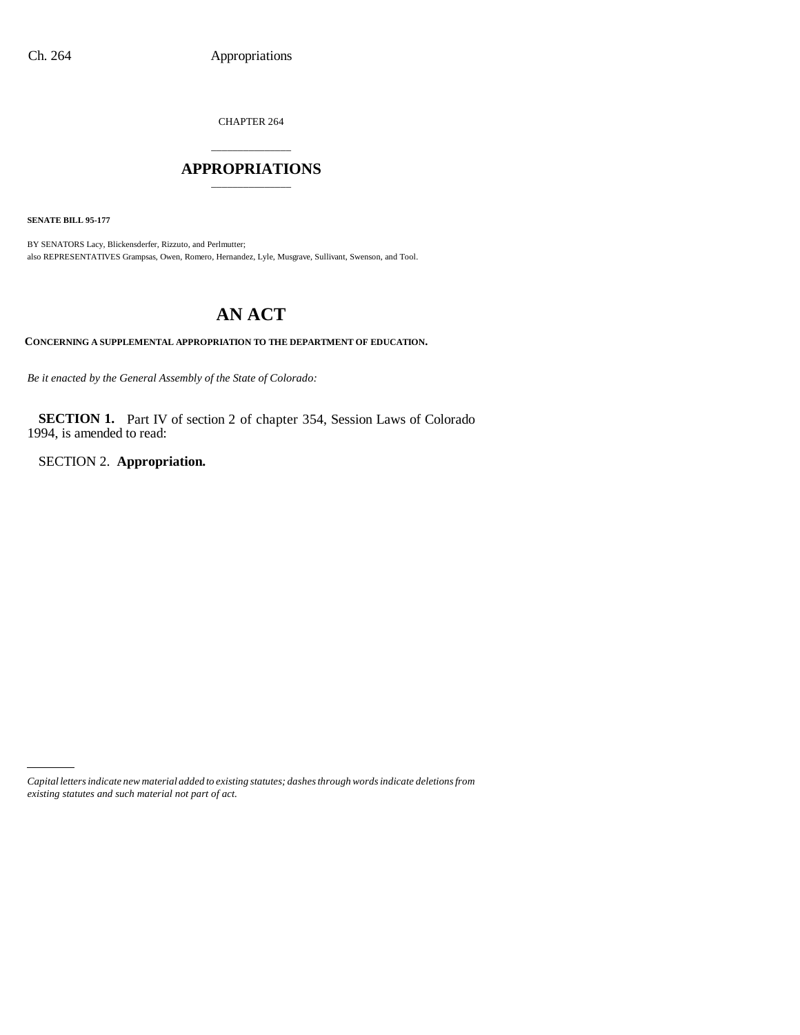CHAPTER 264

# APPROPRIATIONS

**SENATE BILL 95-177**

BY SENATORS Lacy, Blickensderfer, Rizzuto, and Perlmutter;
also REPRESENTATIVES Grampsas, Owen, Romero, Hernandez, Lyle, Musgrave, Sullivant, Swenson, and Tool.

# AN ACT

**CONCERNING A SUPPLEMENTAL APPROPRIATION TO THE DEPARTMENT OF EDUCATION.**

*Be it enacted by the General Assembly of the State of Colorado:*

**SECTION 1.** Part IV of section 2 of chapter 354, Session Laws of Colorado 1994, is amended to read:

SECTION 2. **Appropriation.**

*Capital letters indicate new material added to existing statutes; dashes through words indicate deletions from existing statutes and such material not part of act.*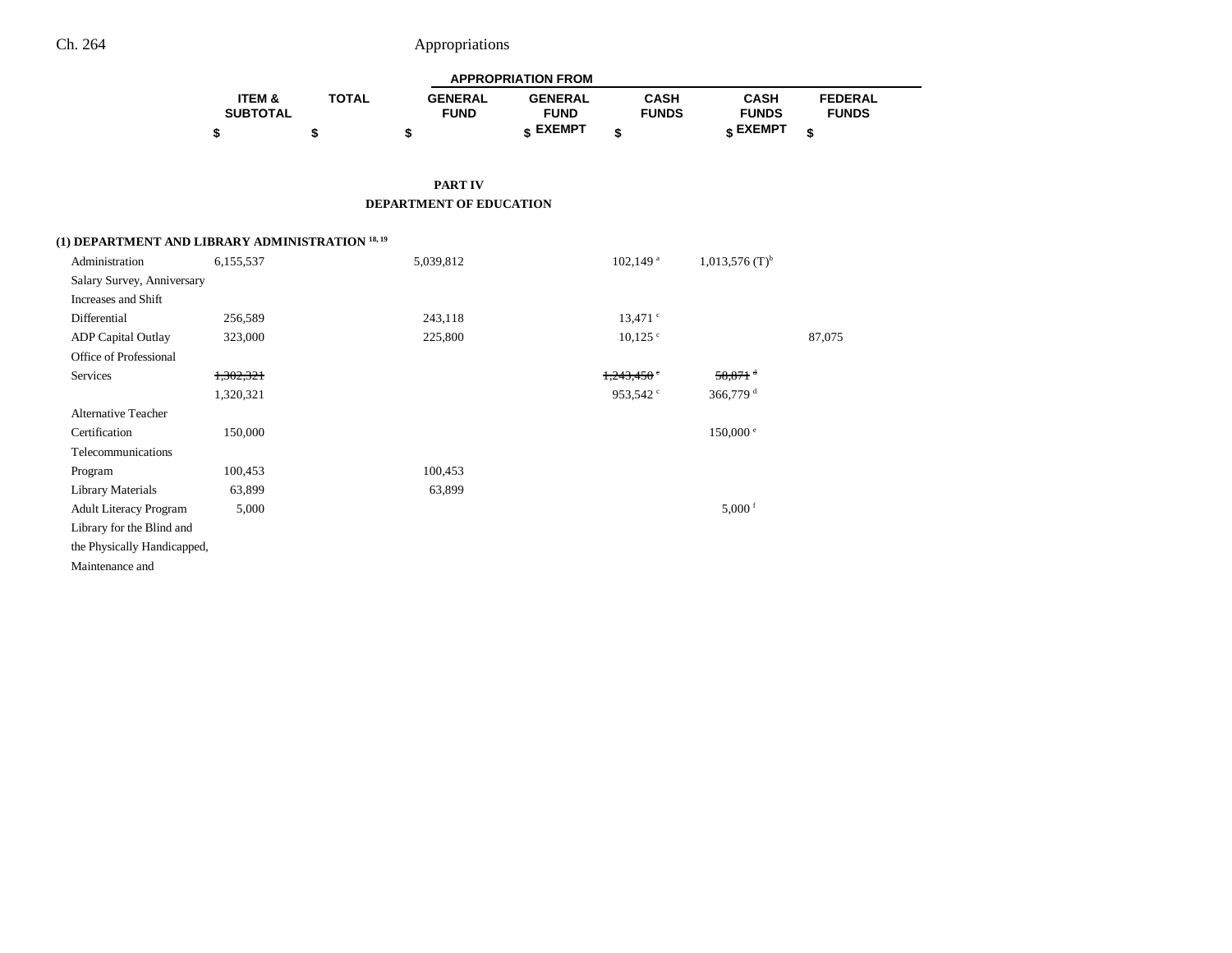| | ITEM & SUBTOTAL | TOTAL | GENERAL FUND | GENERAL FUND EXEMPT | CASH FUNDS | CASH FUNDS EXEMPT | FEDERAL FUNDS |
|---|---|---|---|---|---|---|---|
| | $ | $ | $ | $ | $ | $ | $ |

## PART IV
## DEPARTMENT OF EDUCATION

**(1) DEPARTMENT AND LIBRARY ADMINISTRATION [18, 19]**

| | ITEM & SUBTOTAL | TOTAL | GENERAL FUND | GENERAL FUND EXEMPT | CASH FUNDS | CASH FUNDS EXEMPT | FEDERAL FUNDS |
|---|---|---|---|---|---|---|---|
| Administration | 6,155,537 | | 5,039,812 | | 102,149 [a] | 1,013,576 (T)[b] | |
| Salary Survey, Anniversary Increases and Shift Differential | 256,589 | | 243,118 | | 13,471 [c] | | |
| ADP Capital Outlay | 323,000 | | 225,800 | | 10,125 [c] | | 87,075 |
| Office of Professional Services | ~~1,302,321~~ | | | | ~~1,243,450 [c]~~ | ~~58,871 [d]~~ | |
| | 1,320,321 | | | | 953,542 [c] | 366,779 [d] | |
| Alternative Teacher Certification | 150,000 | | | | | 150,000 [e] | |
| Telecommunications Program | 100,453 | | 100,453 | | | | |
| Library Materials | 63,899 | | 63,899 | | | | |
| Adult Literacy Program | 5,000 | | | | | 5,000 [f] | |
| Library for the Blind and the Physically Handicapped, Maintenance and | | | | | | | |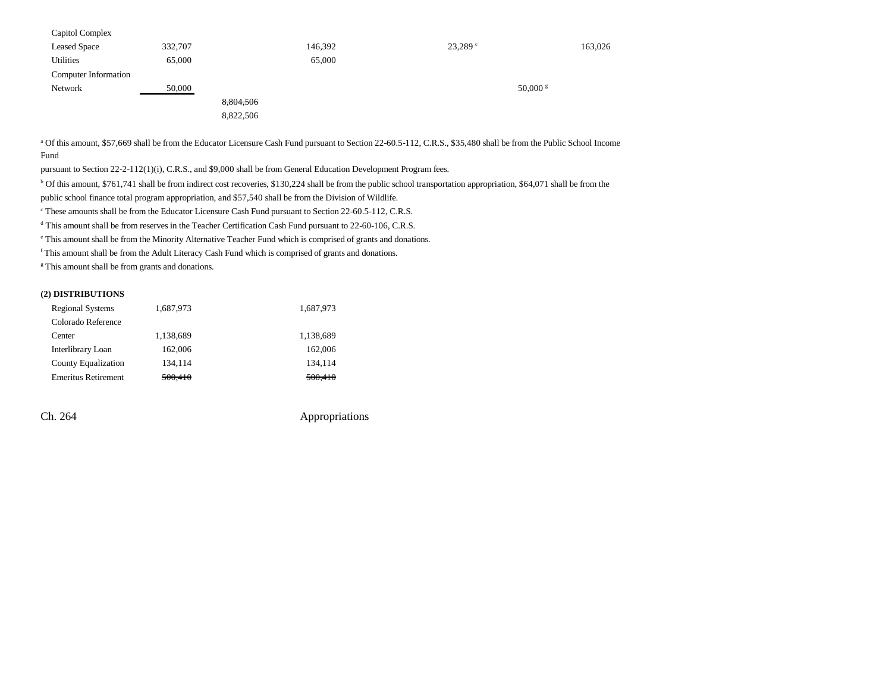| | | | | | | |
|---|---|---|---|---|---|---|
| Capitol Complex | | | | | | |
| Leased Space | 332,707 | | 146,392 | 23,289 [c] | | 163,026 |
| Utilities | 65,000 | | 65,000 | | | |
| Computer Information | | | | | | |
| Network | 50,000 | | | | 50,000 [g] | |
| | | ~~8,804,506~~ | | | | |
| | | 8,822,506 | | | | |

[a] Of this amount, $57,669 shall be from the Educator Licensure Cash Fund pursuant to Section 22-60.5-112, C.R.S., $35,480 shall be from the Public School Income Fund pursuant to Section 22-2-112(1)(i), C.R.S., and $9,000 shall be from General Education Development Program fees.

[b] Of this amount, $761,741 shall be from indirect cost recoveries, $130,224 shall be from the public school transportation appropriation, $64,071 shall be from the public school finance total program appropriation, and $57,540 shall be from the Division of Wildlife.

[c] These amounts shall be from the Educator Licensure Cash Fund pursuant to Section 22-60.5-112, C.R.S.

[d] This amount shall be from reserves in the Teacher Certification Cash Fund pursuant to 22-60-106, C.R.S.

[e] This amount shall be from the Minority Alternative Teacher Fund which is comprised of grants and donations.

[f] This amount shall be from the Adult Literacy Cash Fund which is comprised of grants and donations.

[g] This amount shall be from grants and donations.

**(2) DISTRIBUTIONS**

| | | | |
|---|---|---|---|
| Regional Systems | 1,687,973 | | 1,687,973 |
| Colorado Reference | | | |
| Center | 1,138,689 | | 1,138,689 |
| Interlibrary Loan | 162,006 | | 162,006 |
| County Equalization | 134,114 | | 134,114 |
| Emeritus Retirement | ~~500,410~~ | | ~~500,410~~ |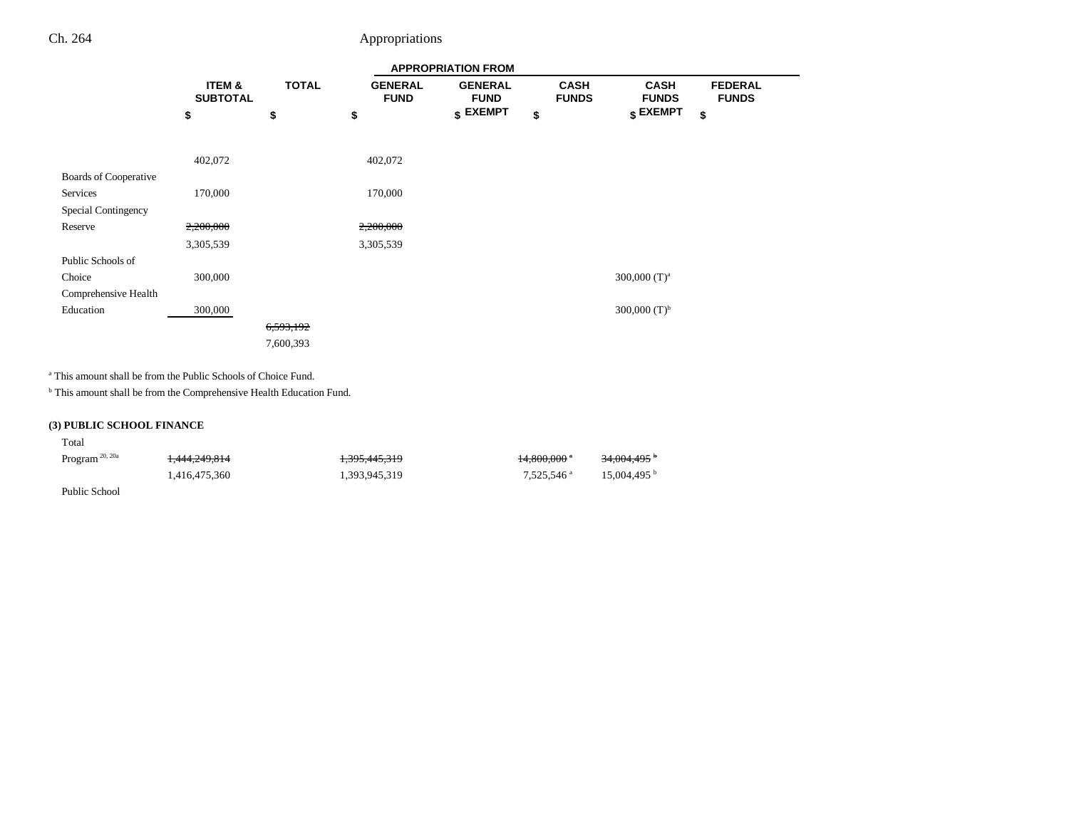| | ITEM & SUBTOTAL | TOTAL | APPROPRIATION FROM GENERAL FUND | GENERAL FUND EXEMPT | CASH FUNDS | CASH FUNDS EXEMPT | FEDERAL FUNDS |
|---|---|---|---|---|---|---|---|
| | $ | $ | $ | $ | $ | $ | $ |
| | 402,072 | | 402,072 | | | | |
| Boards of Cooperative Services | 170,000 | | 170,000 | | | | |
| Special Contingency Reserve | ~~2,200,000~~ | | ~~2,200,000~~ | | | | |
| | 3,305,539 | | 3,305,539 | | | | |
| Public Schools of Choice | 300,000 | | | | | 300,000 (T)[a] | |
| Comprehensive Health Education | 300,000 | | | | | 300,000 (T)[b] | |
| | | ~~6,593,192~~ | | | | | |
| | | 7,600,393 | | | | | |

[a] This amount shall be from the Public Schools of Choice Fund.

[b] This amount shall be from the Comprehensive Health Education Fund.

**(3) PUBLIC SCHOOL FINANCE**

| | ITEM & SUBTOTAL | TOTAL | GENERAL FUND | GENERAL FUND EXEMPT | CASH FUNDS | CASH FUNDS EXEMPT | FEDERAL FUNDS |
|---|---|---|---|---|---|---|---|
| Total Program [20, 20a] | ~~1,444,249,814~~ | | ~~1,395,445,319~~ | | ~~14,800,000~~ [a] | ~~34,004,495~~ [b] | |
| | 1,416,475,360 | | 1,393,945,319 | | 7,525,546 [a] | 15,004,495 [b] | |
| Public School | | | | | | | |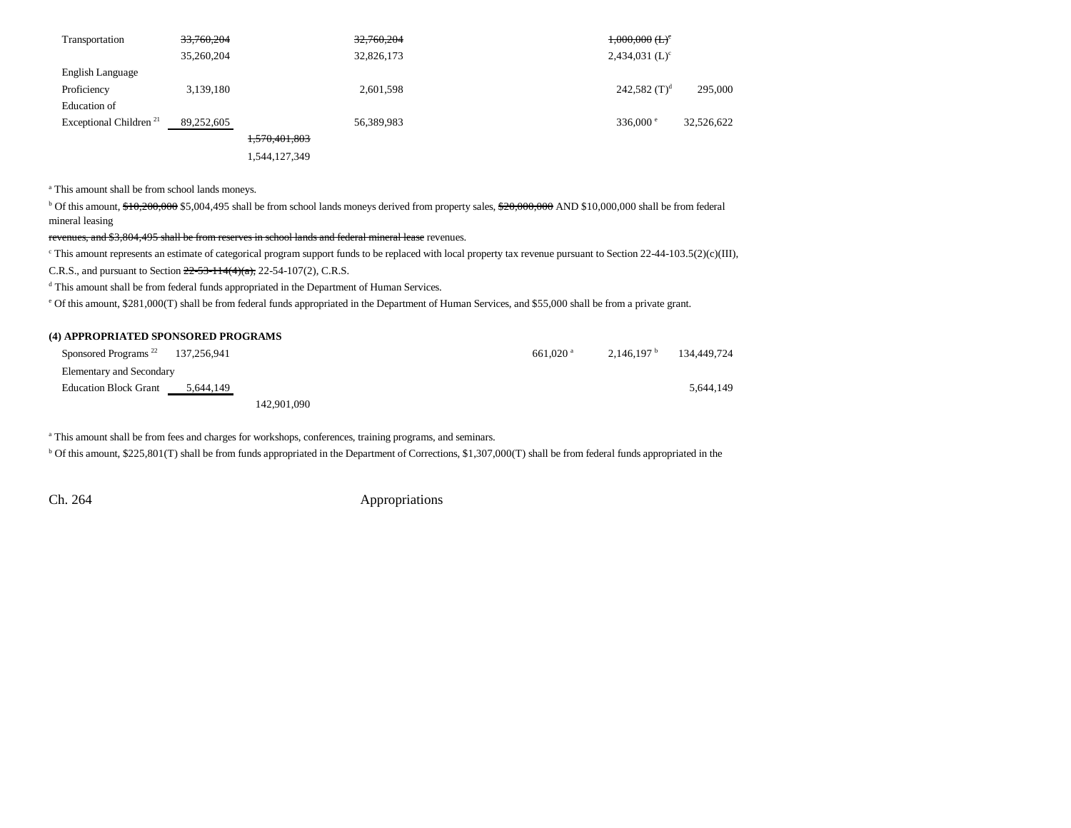| | | | | | | | | |
|---|---|---|---|---|---|---|---|---|
| Transportation | ~~33,760,204~~ | | ~~32,760,204~~ | | | ~~1,000,000 (L)~~[c] | | |
| | 35,260,204 | | 32,826,173 | | | 2,434,031 (L)[c] | | |
| English Language Proficiency | 3,139,180 | | 2,601,598 | | | 242,582 (T)[d] | 295,000 | |
| Education of Exceptional Children [21] | 89,252,605 | | 56,389,983 | | | 336,000 [e] | 32,526,622 | |
| | | ~~1,570,401,803~~ | | | | | | |
| | | 1,544,127,349 | | | | | | |

[a] This amount shall be from school lands moneys.

[b] Of this amount, ~~$10,200,000~~ $5,004,495 shall be from school lands moneys derived from property sales, ~~$20,000,000~~ AND $10,000,000 shall be from federal mineral leasing ~~revenues, and $3,804,495 shall be from reserves in school lands and federal mineral lease~~ revenues.

[c] This amount represents an estimate of categorical program support funds to be replaced with local property tax revenue pursuant to Section 22-44-103.5(2)(c)(III), C.R.S., and pursuant to Section ~~22-53-114(4)(a),~~ 22-54-107(2), C.R.S.

[d] This amount shall be from federal funds appropriated in the Department of Human Services.

[e] Of this amount, $281,000(T) shall be from federal funds appropriated in the Department of Human Services, and $55,000 shall be from a private grant.

**(4) APPROPRIATED SPONSORED PROGRAMS**

| | | | | | | | |
|---|---|---|---|---|---|---|---|
| Sponsored Programs [22] | 137,256,941 | | | | 661,020 [a] | 2,146,197 [b] | 134,449,724 |
| Elementary and Secondary Education Block Grant | 5,644,149 | | | | | | 5,644,149 |
| | | 142,901,090 | | | | | |

[a] This amount shall be from fees and charges for workshops, conferences, training programs, and seminars.

[b] Of this amount, $225,801(T) shall be from funds appropriated in the Department of Corrections, $1,307,000(T) shall be from federal funds appropriated in the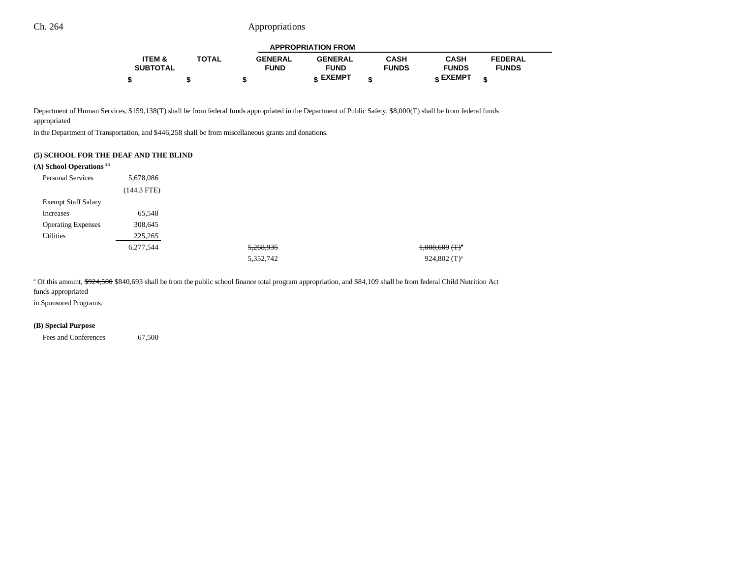| | ITEM & SUBTOTAL | TOTAL | APPROPRIATION FROM GENERAL FUND | GENERAL FUND EXEMPT | CASH FUNDS | CASH FUNDS EXEMPT | FEDERAL FUNDS |
|---|---|---|---|---|---|---|---|
| | $ | $ | $ | $ | $ | $ | $ |

Department of Human Services, $159,138(T) shall be from federal funds appropriated in the Department of Public Safety, $8,000(T) shall be from federal funds appropriated in the Department of Transportation, and $446,258 shall be from miscellaneous grants and donations.

**(5) SCHOOL FOR THE DEAF AND THE BLIND**

**(A) School Operations [23]**

| | ITEM & SUBTOTAL | TOTAL | GENERAL FUND | GENERAL FUND EXEMPT | CASH FUNDS | CASH FUNDS EXEMPT | FEDERAL FUNDS |
|---|---|---|---|---|---|---|---|
| Personal Services | 5,678,086 | | | | | | |
| | (144.3 FTE) | | | | | | |
| Exempt Staff Salary Increases | 65,548 | | | | | | |
| Operating Expenses | 308,645 | | | | | | |
| Utilities | 225,265 | | | | | | |
| | 6,277,544 | | ~~5,268,935~~ | | | ~~1,008,609 (T)[a]~~ | |
| | | | 5,352,742 | | | 924,802 (T)[a] | |

[a] Of this amount, ~~$924,500~~ $840,693 shall be from the public school finance total program appropriation, and $84,109 shall be from federal Child Nutrition Act funds appropriated in Sponsored Programs.

**(B) Special Purpose**

| | ITEM & SUBTOTAL |
|---|---|
| Fees and Conferences | 67,500 |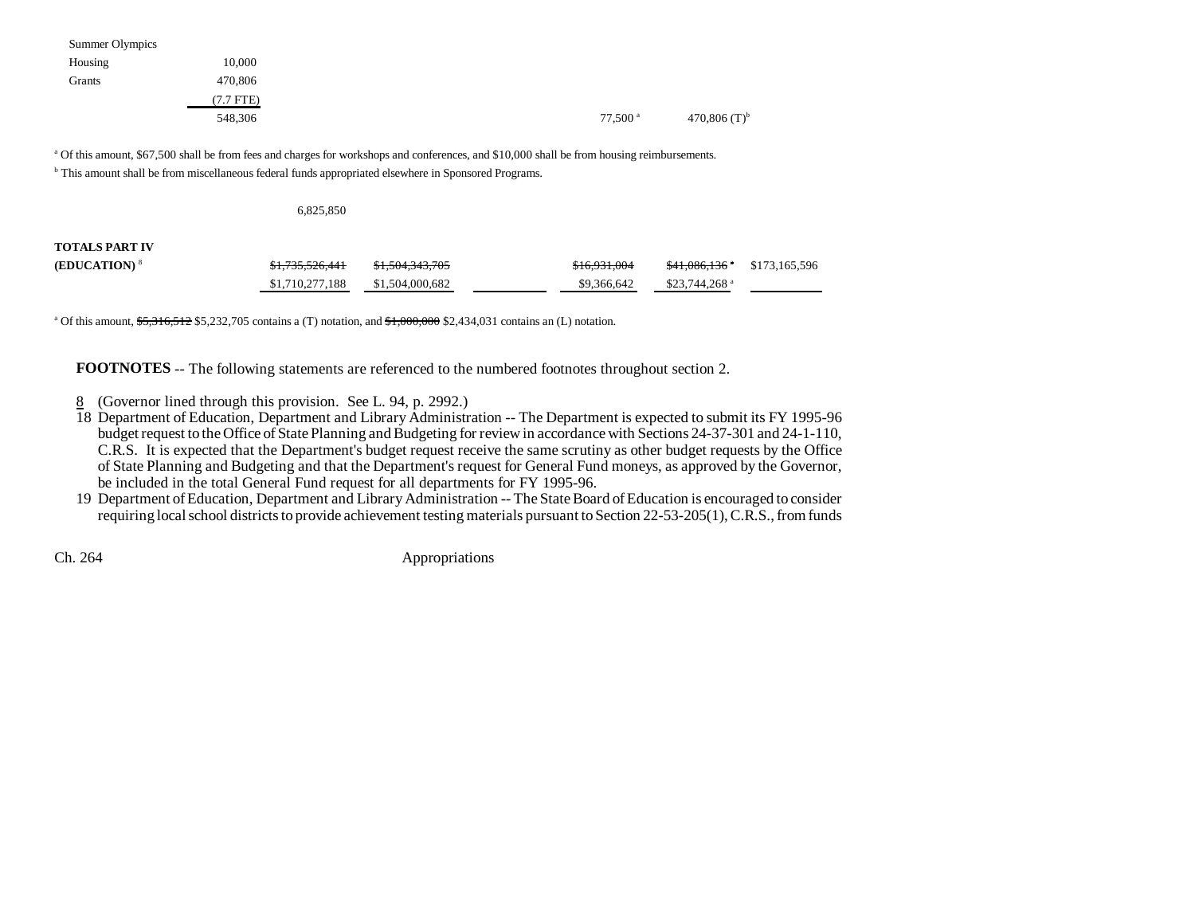| | | | | | | | |
|---|---|---|---|---|---|---|---|
| Summer Olympics | | | | | | | |
| Housing | 10,000 | | | | | | |
| Grants | 470,806 | | | | | | |
| | (7.7 FTE) | | | | | | |
| | 548,306 | | | | 77,500 [a] | 470,806 (T)[b] | |

[a] Of this amount, $67,500 shall be from fees and charges for workshops and conferences, and $10,000 shall be from housing reimbursements.

[b] This amount shall be from miscellaneous federal funds appropriated elsewhere in Sponsored Programs.

6,825,850

| | | | | | | |
|---|---|---|---|---|---|---|
| **TOTALS PART IV (EDUCATION)** [8] | ~~$1,735,526,441~~ | ~~$1,504,343,705~~ | | ~~$16,931,004~~ | ~~$41,086,136~~ [a] | $173,165,596 |
| | $1,710,277,188 | $1,504,000,682 | | $9,366,642 | $23,744,268 [a] | |

[a] Of this amount, ~~$5,316,512~~ $5,232,705 contains a (T) notation, and ~~$1,000,000~~ $2,434,031 contains an (L) notation.

**FOOTNOTES** -- The following statements are referenced to the numbered footnotes throughout section 2.

8 (Governor lined through this provision. See L. 94, p. 2992.)

18 Department of Education, Department and Library Administration -- The Department is expected to submit its FY 1995-96 budget request to the Office of State Planning and Budgeting for review in accordance with Sections 24-37-301 and 24-1-110, C.R.S. It is expected that the Department's budget request receive the same scrutiny as other budget requests by the Office of State Planning and Budgeting and that the Department's request for General Fund moneys, as approved by the Governor, be included in the total General Fund request for all departments for FY 1995-96.

19 Department of Education, Department and Library Administration -- The State Board of Education is encouraged to consider requiring local school districts to provide achievement testing materials pursuant to Section 22-53-205(1), C.R.S., from funds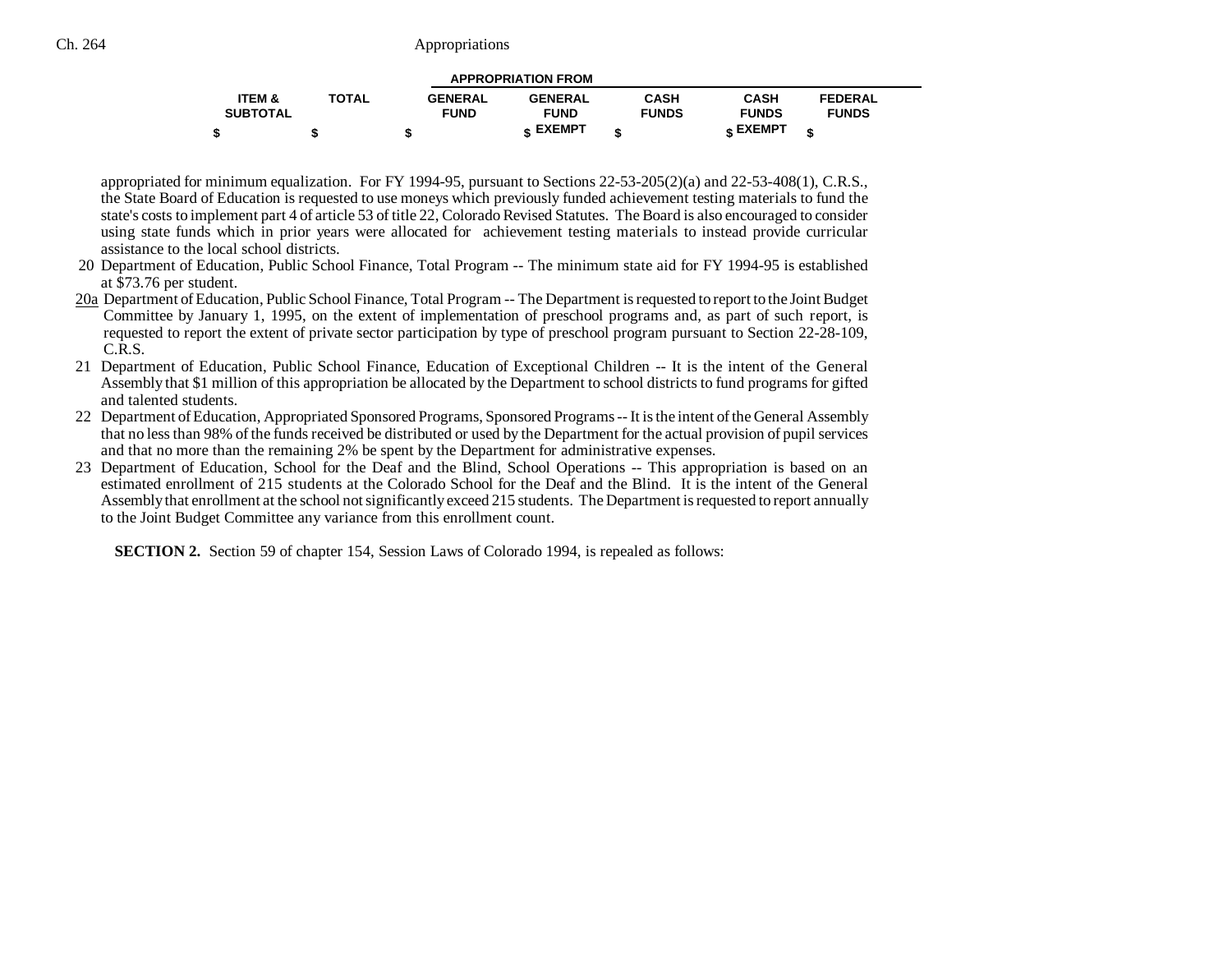| ITEM & SUBTOTAL | TOTAL | APPROPRIATION FROM GENERAL FUND | GENERAL FUND EXEMPT | CASH FUNDS | CASH FUNDS EXEMPT | FEDERAL FUNDS |
|---|---|---|---|---|---|---|
| $ | $ | $ | $ | $ | $ | $ |

appropriated for minimum equalization. For FY 1994-95, pursuant to Sections 22-53-205(2)(a) and 22-53-408(1), C.R.S., the State Board of Education is requested to use moneys which previously funded achievement testing materials to fund the state's costs to implement part 4 of article 53 of title 22, Colorado Revised Statutes. The Board is also encouraged to consider using state funds which in prior years were allocated for achievement testing materials to instead provide curricular assistance to the local school districts.

20 Department of Education, Public School Finance, Total Program -- The minimum state aid for FY 1994-95 is established at $73.76 per student.

20a Department of Education, Public School Finance, Total Program -- The Department is requested to report to the Joint Budget Committee by January 1, 1995, on the extent of implementation of preschool programs and, as part of such report, is requested to report the extent of private sector participation by type of preschool program pursuant to Section 22-28-109, C.R.S.

21 Department of Education, Public School Finance, Education of Exceptional Children -- It is the intent of the General Assembly that $1 million of this appropriation be allocated by the Department to school districts to fund programs for gifted and talented students.

22 Department of Education, Appropriated Sponsored Programs, Sponsored Programs -- It is the intent of the General Assembly that no less than 98% of the funds received be distributed or used by the Department for the actual provision of pupil services and that no more than the remaining 2% be spent by the Department for administrative expenses.

23 Department of Education, School for the Deaf and the Blind, School Operations -- This appropriation is based on an estimated enrollment of 215 students at the Colorado School for the Deaf and the Blind. It is the intent of the General Assembly that enrollment at the school not significantly exceed 215 students. The Department is requested to report annually to the Joint Budget Committee any variance from this enrollment count.

**SECTION 2.** Section 59 of chapter 154, Session Laws of Colorado 1994, is repealed as follows: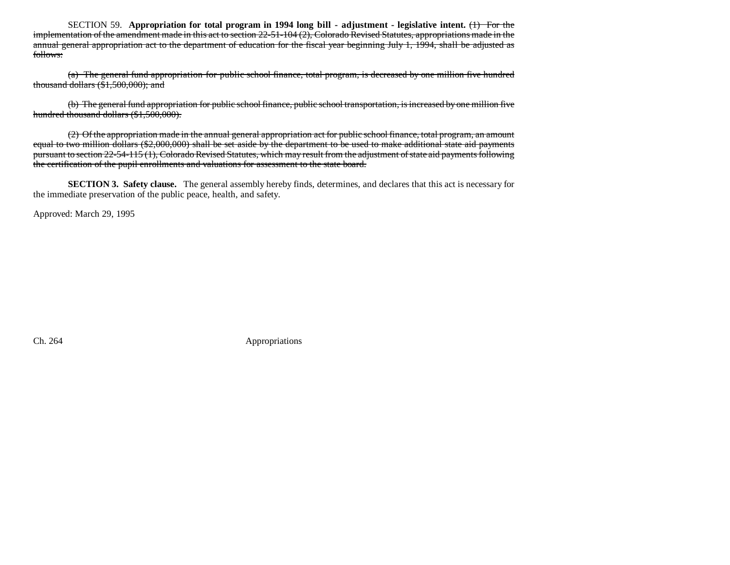SECTION 59. **Appropriation for total program in 1994 long bill - adjustment - legislative intent.** ~~(1) For the implementation of the amendment made in this act to section 22-51-104 (2), Colorado Revised Statutes, appropriations made in the annual general appropriation act to the department of education for the fiscal year beginning July 1, 1994, shall be adjusted as follows:~~

~~(a) The general fund appropriation for public school finance, total program, is decreased by one million five hundred thousand dollars ($1,500,000); and~~

~~(b) The general fund appropriation for public school finance, public school transportation, is increased by one million five hundred thousand dollars ($1,500,000).~~

~~(2) Of the appropriation made in the annual general appropriation act for public school finance, total program, an amount equal to two million dollars ($2,000,000) shall be set aside by the department to be used to make additional state aid payments pursuant to section 22-54-115 (1), Colorado Revised Statutes, which may result from the adjustment of state aid payments following the certification of the pupil enrollments and valuations for assessment to the state board.~~

**SECTION 3. Safety clause.** The general assembly hereby finds, determines, and declares that this act is necessary for the immediate preservation of the public peace, health, and safety.

Approved: March 29, 1995